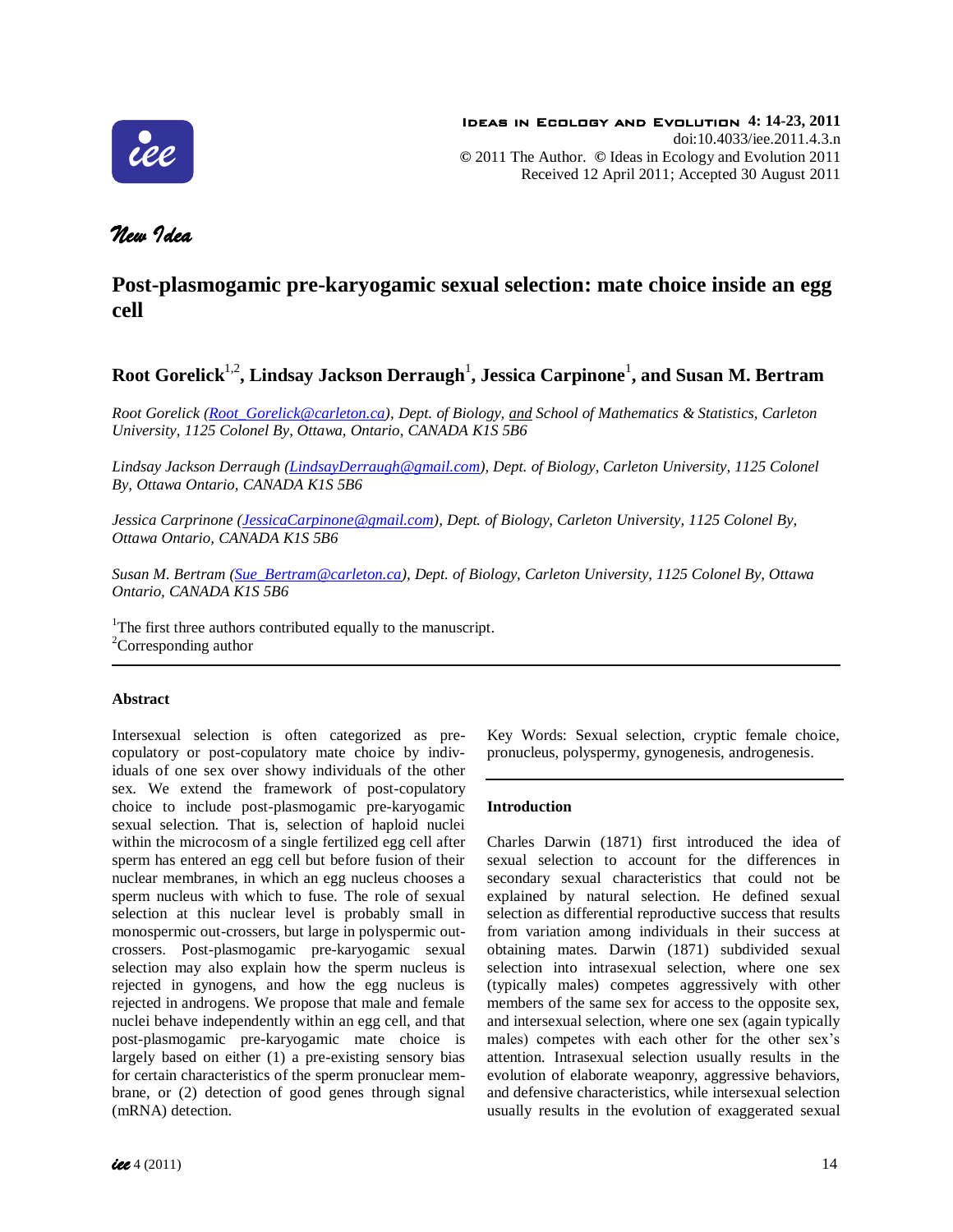*New Idea*

# Post-plasmogamic pre-karyogamic sexual selection: mate choice inside an egg cell

**Root Gorelick[1,2], Lindsay Jackson Derraugh[1], Jessica Carpinone[1], and Susan M. Bertram**

*Root Gorelick (Root_Gorelick@carleton.ca), Dept. of Biology, and School of Mathematics & Statistics, Carleton University, 1125 Colonel By, Ottawa, Ontario, CANADA K1S 5B6*

*Lindsay Jackson Derraugh (LindsayDerraugh@gmail.com), Dept. of Biology, Carleton University, 1125 Colonel By, Ottawa Ontario, CANADA K1S 5B6*

*Jessica Carprinone (JessicaCarpinone@gmail.com), Dept. of Biology, Carleton University, 1125 Colonel By, Ottawa Ontario, CANADA K1S 5B6*

*Susan M. Bertram (Sue_Bertram@carleton.ca), Dept. of Biology, Carleton University, 1125 Colonel By, Ottawa Ontario, CANADA K1S 5B6*

[1]The first three authors contributed equally to the manuscript.
[2]Corresponding author

---

### Abstract

Intersexual selection is often categorized as pre-copulatory or post-copulatory mate choice by individuals of one sex over showy individuals of the other sex. We extend the framework of post-copulatory choice to include post-plasmogamic pre-karyogamic sexual selection. That is, selection of haploid nuclei within the microcosm of a single fertilized egg cell after sperm has entered an egg cell but before fusion of their nuclear membranes, in which an egg nucleus chooses a sperm nucleus with which to fuse. The role of sexual selection at this nuclear level is probably small in monospermic out-crossers, but large in polyspermic out-crossers. Post-plasmogamic pre-karyogamic sexual selection may also explain how the sperm nucleus is rejected in gynogens, and how the egg nucleus is rejected in androgens. We propose that male and female nuclei behave independently within an egg cell, and that post-plasmogamic pre-karyogamic mate choice is largely based on either (1) a pre-existing sensory bias for certain characteristics of the sperm pronuclear membrane, or (2) detection of good genes through signal (mRNA) detection.

Key Words: Sexual selection, cryptic female choice, pronucleus, polyspermy, gynogenesis, androgenesis.

---

### Introduction

Charles Darwin (1871) first introduced the idea of sexual selection to account for the differences in secondary sexual characteristics that could not be explained by natural selection. He defined sexual selection as differential reproductive success that results from variation among individuals in their success at obtaining mates. Darwin (1871) subdivided sexual selection into intrasexual selection, where one sex (typically males) competes aggressively with other members of the same sex for access to the opposite sex, and intersexual selection, where one sex (again typically males) competes with each other for the other sex's attention. Intrasexual selection usually results in the evolution of elaborate weaponry, aggressive behaviors, and defensive characteristics, while intersexual selection usually results in the evolution of exaggerated sexual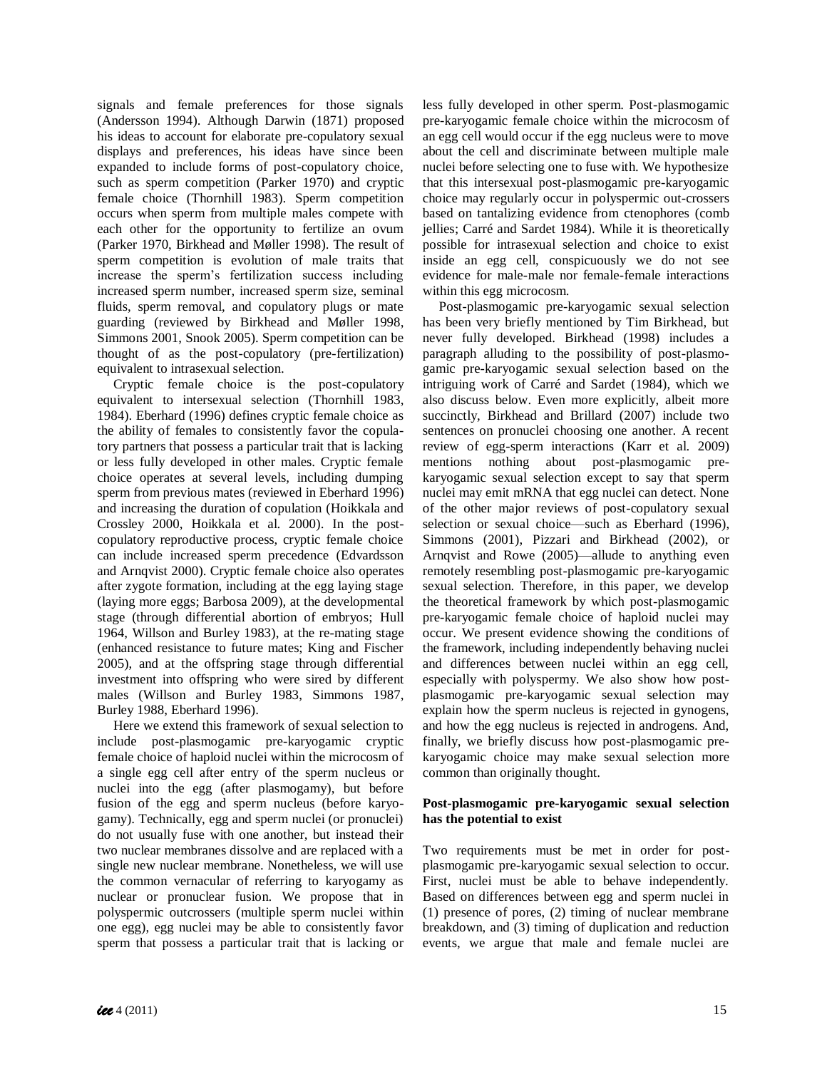signals and female preferences for those signals (Andersson 1994). Although Darwin (1871) proposed his ideas to account for elaborate pre-copulatory sexual displays and preferences, his ideas have since been expanded to include forms of post-copulatory choice, such as sperm competition (Parker 1970) and cryptic female choice (Thornhill 1983). Sperm competition occurs when sperm from multiple males compete with each other for the opportunity to fertilize an ovum (Parker 1970, Birkhead and Møller 1998). The result of sperm competition is evolution of male traits that increase the sperm's fertilization success including increased sperm number, increased sperm size, seminal fluids, sperm removal, and copulatory plugs or mate guarding (reviewed by Birkhead and Møller 1998, Simmons 2001, Snook 2005). Sperm competition can be thought of as the post-copulatory (pre-fertilization) equivalent to intrasexual selection.

Cryptic female choice is the post-copulatory equivalent to intersexual selection (Thornhill 1983, 1984). Eberhard (1996) defines cryptic female choice as the ability of females to consistently favor the copulatory partners that possess a particular trait that is lacking or less fully developed in other males. Cryptic female choice operates at several levels, including dumping sperm from previous mates (reviewed in Eberhard 1996) and increasing the duration of copulation (Hoikkala and Crossley 2000, Hoikkala et al. 2000). In the post-copulatory reproductive process, cryptic female choice can include increased sperm precedence (Edvardsson and Arnqvist 2000). Cryptic female choice also operates after zygote formation, including at the egg laying stage (laying more eggs; Barbosa 2009), at the developmental stage (through differential abortion of embryos; Hull 1964, Willson and Burley 1983), at the re-mating stage (enhanced resistance to future mates; King and Fischer 2005), and at the offspring stage through differential investment into offspring who were sired by different males (Willson and Burley 1983, Simmons 1987, Burley 1988, Eberhard 1996).

Here we extend this framework of sexual selection to include post-plasmogamic pre-karyogamic cryptic female choice of haploid nuclei within the microcosm of a single egg cell after entry of the sperm nucleus or nuclei into the egg (after plasmogamy), but before fusion of the egg and sperm nucleus (before karyogamy). Technically, egg and sperm nuclei (or pronuclei) do not usually fuse with one another, but instead their two nuclear membranes dissolve and are replaced with a single new nuclear membrane. Nonetheless, we will use the common vernacular of referring to karyogamy as nuclear or pronuclear fusion. We propose that in polyspermic outcrossers (multiple sperm nuclei within one egg), egg nuclei may be able to consistently favor sperm that possess a particular trait that is lacking or less fully developed in other sperm. Post-plasmogamic pre-karyogamic female choice within the microcosm of an egg cell would occur if the egg nucleus were to move about the cell and discriminate between multiple male nuclei before selecting one to fuse with. We hypothesize that this intersexual post-plasmogamic pre-karyogamic choice may regularly occur in polyspermic out-crossers based on tantalizing evidence from ctenophores (comb jellies; Carré and Sardet 1984). While it is theoretically possible for intrasexual selection and choice to exist inside an egg cell, conspicuously we do not see evidence for male-male nor female-female interactions within this egg microcosm.

Post-plasmogamic pre-karyogamic sexual selection has been very briefly mentioned by Tim Birkhead, but never fully developed. Birkhead (1998) includes a paragraph alluding to the possibility of post-plasmogamic pre-karyogamic sexual selection based on the intriguing work of Carré and Sardet (1984), which we also discuss below. Even more explicitly, albeit more succinctly, Birkhead and Brillard (2007) include two sentences on pronuclei choosing one another. A recent review of egg-sperm interactions (Karr et al. 2009) mentions nothing about post-plasmogamic pre-karyogamic sexual selection except to say that sperm nuclei may emit mRNA that egg nuclei can detect. None of the other major reviews of post-copulatory sexual selection or sexual choice—such as Eberhard (1996), Simmons (2001), Pizzari and Birkhead (2002), or Arnqvist and Rowe (2005)—allude to anything even remotely resembling post-plasmogamic pre-karyogamic sexual selection. Therefore, in this paper, we develop the theoretical framework by which post-plasmogamic pre-karyogamic female choice of haploid nuclei may occur. We present evidence showing the conditions of the framework, including independently behaving nuclei and differences between nuclei within an egg cell, especially with polyspermy. We also show how post-plasmogamic pre-karyogamic sexual selection may explain how the sperm nucleus is rejected in gynogens, and how the egg nucleus is rejected in androgens. And, finally, we briefly discuss how post-plasmogamic pre-karyogamic choice may make sexual selection more common than originally thought.

## Post-plasmogamic pre-karyogamic sexual selection has the potential to exist

Two requirements must be met in order for post-plasmogamic pre-karyogamic sexual selection to occur. First, nuclei must be able to behave independently. Based on differences between egg and sperm nuclei in (1) presence of pores, (2) timing of nuclear membrane breakdown, and (3) timing of duplication and reduction events, we argue that male and female nuclei are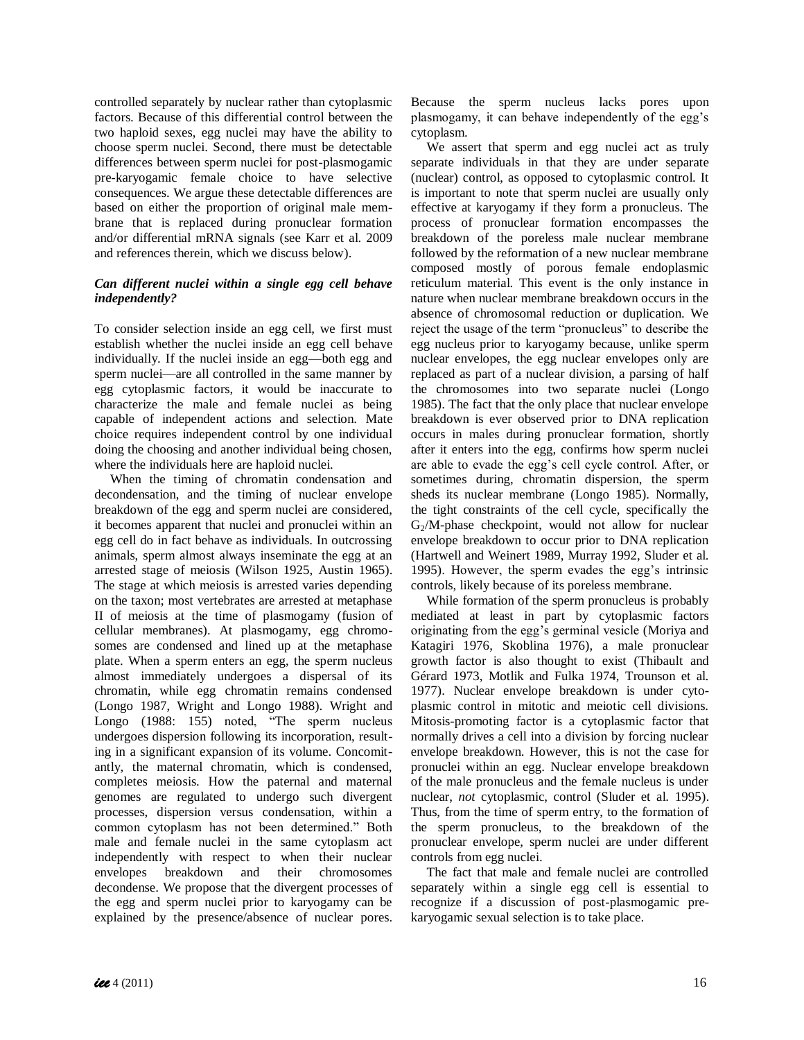controlled separately by nuclear rather than cytoplasmic factors. Because of this differential control between the two haploid sexes, egg nuclei may have the ability to choose sperm nuclei. Second, there must be detectable differences between sperm nuclei for post-plasmogamic pre-karyogamic female choice to have selective consequences. We argue these detectable differences are based on either the proportion of original male membrane that is replaced during pronuclear formation and/or differential mRNA signals (see Karr et al. 2009 and references therein, which we discuss below).

### *Can different nuclei within a single egg cell behave independently?*

To consider selection inside an egg cell, we first must establish whether the nuclei inside an egg cell behave individually. If the nuclei inside an egg—both egg and sperm nuclei—are all controlled in the same manner by egg cytoplasmic factors, it would be inaccurate to characterize the male and female nuclei as being capable of independent actions and selection. Mate choice requires independent control by one individual doing the choosing and another individual being chosen, where the individuals here are haploid nuclei.

When the timing of chromatin condensation and decondensation, and the timing of nuclear envelope breakdown of the egg and sperm nuclei are considered, it becomes apparent that nuclei and pronuclei within an egg cell do in fact behave as individuals. In outcrossing animals, sperm almost always inseminate the egg at an arrested stage of meiosis (Wilson 1925, Austin 1965). The stage at which meiosis is arrested varies depending on the taxon; most vertebrates are arrested at metaphase II of meiosis at the time of plasmogamy (fusion of cellular membranes). At plasmogamy, egg chromosomes are condensed and lined up at the metaphase plate. When a sperm enters an egg, the sperm nucleus almost immediately undergoes a dispersal of its chromatin, while egg chromatin remains condensed (Longo 1987, Wright and Longo 1988). Wright and Longo (1988: 155) noted, "The sperm nucleus undergoes dispersion following its incorporation, resulting in a significant expansion of its volume. Concomitantly, the maternal chromatin, which is condensed, completes meiosis. How the paternal and maternal genomes are regulated to undergo such divergent processes, dispersion versus condensation, within a common cytoplasm has not been determined." Both male and female nuclei in the same cytoplasm act independently with respect to when their nuclear envelopes breakdown and their chromosomes decondense. We propose that the divergent processes of the egg and sperm nuclei prior to karyogamy can be explained by the presence/absence of nuclear pores. Because the sperm nucleus lacks pores upon plasmogamy, it can behave independently of the egg's cytoplasm.

We assert that sperm and egg nuclei act as truly separate individuals in that they are under separate (nuclear) control, as opposed to cytoplasmic control. It is important to note that sperm nuclei are usually only effective at karyogamy if they form a pronucleus. The process of pronuclear formation encompasses the breakdown of the poreless male nuclear membrane followed by the reformation of a new nuclear membrane composed mostly of porous female endoplasmic reticulum material. This event is the only instance in nature when nuclear membrane breakdown occurs in the absence of chromosomal reduction or duplication. We reject the usage of the term "pronucleus" to describe the egg nucleus prior to karyogamy because, unlike sperm nuclear envelopes, the egg nuclear envelopes only are replaced as part of a nuclear division, a parsing of half the chromosomes into two separate nuclei (Longo 1985). The fact that the only place that nuclear envelope breakdown is ever observed prior to DNA replication occurs in males during pronuclear formation, shortly after it enters into the egg, confirms how sperm nuclei are able to evade the egg's cell cycle control. After, or sometimes during, chromatin dispersion, the sperm sheds its nuclear membrane (Longo 1985). Normally, the tight constraints of the cell cycle, specifically the $G_2$/M-phase checkpoint, would not allow for nuclear envelope breakdown to occur prior to DNA replication (Hartwell and Weinert 1989, Murray 1992, Sluder et al. 1995). However, the sperm evades the egg's intrinsic controls, likely because of its poreless membrane.

While formation of the sperm pronucleus is probably mediated at least in part by cytoplasmic factors originating from the egg's germinal vesicle (Moriya and Katagiri 1976, Skoblina 1976), a male pronuclear growth factor is also thought to exist (Thibault and Gérard 1973, Motlik and Fulka 1974, Trounson et al. 1977). Nuclear envelope breakdown is under cytoplasmic control in mitotic and meiotic cell divisions. Mitosis-promoting factor is a cytoplasmic factor that normally drives a cell into a division by forcing nuclear envelope breakdown. However, this is not the case for pronuclei within an egg. Nuclear envelope breakdown of the male pronucleus and the female nucleus is under nuclear, *not* cytoplasmic, control (Sluder et al. 1995). Thus, from the time of sperm entry, to the formation of the sperm pronucleus, to the breakdown of the pronuclear envelope, sperm nuclei are under different controls from egg nuclei.

The fact that male and female nuclei are controlled separately within a single egg cell is essential to recognize if a discussion of post-plasmogamic pre-karyogamic sexual selection is to take place.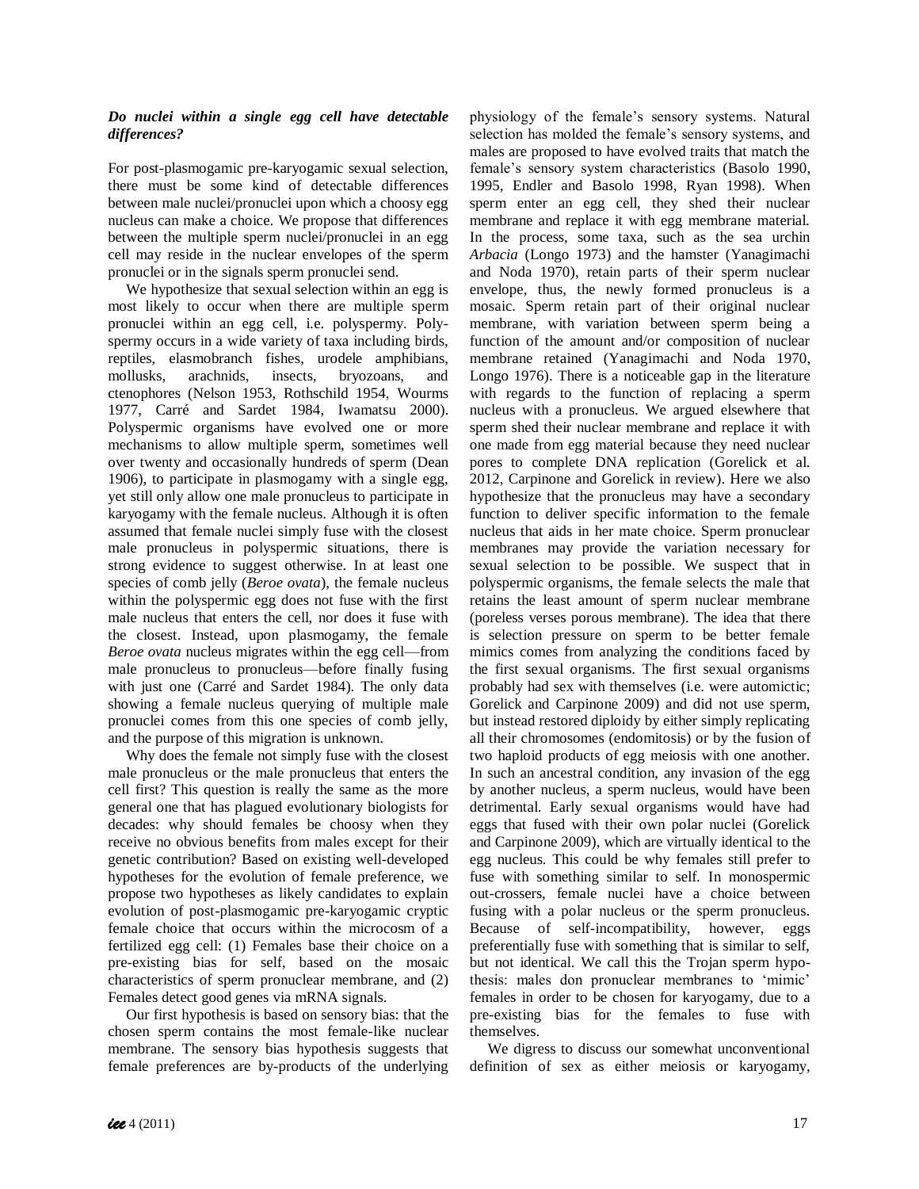### *Do nuclei within a single egg cell have detectable differences?*

For post-plasmogamic pre-karyogamic sexual selection, there must be some kind of detectable differences between male nuclei/pronuclei upon which a choosy egg nucleus can make a choice. We propose that differences between the multiple sperm nuclei/pronuclei in an egg cell may reside in the nuclear envelopes of the sperm pronuclei or in the signals sperm pronuclei send.

We hypothesize that sexual selection within an egg is most likely to occur when there are multiple sperm pronuclei within an egg cell, i.e. polyspermy. Polyspermy occurs in a wide variety of taxa including birds, reptiles, elasmobranch fishes, urodele amphibians, mollusks, arachnids, insects, bryozoans, and ctenophores (Nelson 1953, Rothschild 1954, Wourms 1977, Carré and Sardet 1984, Iwamatsu 2000). Polyspermic organisms have evolved one or more mechanisms to allow multiple sperm, sometimes well over twenty and occasionally hundreds of sperm (Dean 1906), to participate in plasmogamy with a single egg, yet still only allow one male pronucleus to participate in karyogamy with the female nucleus. Although it is often assumed that female nuclei simply fuse with the closest male pronucleus in polyspermic situations, there is strong evidence to suggest otherwise. In at least one species of comb jelly (*Beroe ovata*), the female nucleus within the polyspermic egg does not fuse with the first male nucleus that enters the cell, nor does it fuse with the closest. Instead, upon plasmogamy, the female *Beroe ovata* nucleus migrates within the egg cell—from male pronucleus to pronucleus—before finally fusing with just one (Carré and Sardet 1984). The only data showing a female nucleus querying of multiple male pronuclei comes from this one species of comb jelly, and the purpose of this migration is unknown.

Why does the female not simply fuse with the closest male pronucleus or the male pronucleus that enters the cell first? This question is really the same as the more general one that has plagued evolutionary biologists for decades: why should females be choosy when they receive no obvious benefits from males except for their genetic contribution? Based on existing well-developed hypotheses for the evolution of female preference, we propose two hypotheses as likely candidates to explain evolution of post-plasmogamic pre-karyogamic cryptic female choice that occurs within the microcosm of a fertilized egg cell: (1) Females base their choice on a pre-existing bias for self, based on the mosaic characteristics of sperm pronuclear membrane, and (2) Females detect good genes via mRNA signals.

Our first hypothesis is based on sensory bias: that the chosen sperm contains the most female-like nuclear membrane. The sensory bias hypothesis suggests that female preferences are by-products of the underlying physiology of the female's sensory systems. Natural selection has molded the female's sensory systems, and males are proposed to have evolved traits that match the female's sensory system characteristics (Basolo 1990, 1995, Endler and Basolo 1998, Ryan 1998). When sperm enter an egg cell, they shed their nuclear membrane and replace it with egg membrane material. In the process, some taxa, such as the sea urchin *Arbacia* (Longo 1973) and the hamster (Yanagimachi and Noda 1970), retain parts of their sperm nuclear envelope, thus, the newly formed pronucleus is a mosaic. Sperm retain part of their original nuclear membrane, with variation between sperm being a function of the amount and/or composition of nuclear membrane retained (Yanagimachi and Noda 1970, Longo 1976). There is a noticeable gap in the literature with regards to the function of replacing a sperm nucleus with a pronucleus. We argued elsewhere that sperm shed their nuclear membrane and replace it with one made from egg material because they need nuclear pores to complete DNA replication (Gorelick et al. 2012, Carpinone and Gorelick in review). Here we also hypothesize that the pronucleus may have a secondary function to deliver specific information to the female nucleus that aids in her mate choice. Sperm pronuclear membranes may provide the variation necessary for sexual selection to be possible. We suspect that in polyspermic organisms, the female selects the male that retains the least amount of sperm nuclear membrane (poreless verses porous membrane). The idea that there is selection pressure on sperm to be better female mimics comes from analyzing the conditions faced by the first sexual organisms. The first sexual organisms probably had sex with themselves (i.e. were automictic; Gorelick and Carpinone 2009) and did not use sperm, but instead restored diploidy by either simply replicating all their chromosomes (endomitosis) or by the fusion of two haploid products of egg meiosis with one another. In such an ancestral condition, any invasion of the egg by another nucleus, a sperm nucleus, would have been detrimental. Early sexual organisms would have had eggs that fused with their own polar nuclei (Gorelick and Carpinone 2009), which are virtually identical to the egg nucleus. This could be why females still prefer to fuse with something similar to self. In monospermic out-crossers, female nuclei have a choice between fusing with a polar nucleus or the sperm pronucleus. Because of self-incompatibility, however, eggs preferentially fuse with something that is similar to self, but not identical. We call this the Trojan sperm hypothesis: males don pronuclear membranes to 'mimic' females in order to be chosen for karyogamy, due to a pre-existing bias for the females to fuse with themselves.

We digress to discuss our somewhat unconventional definition of sex as either meiosis or karyogamy,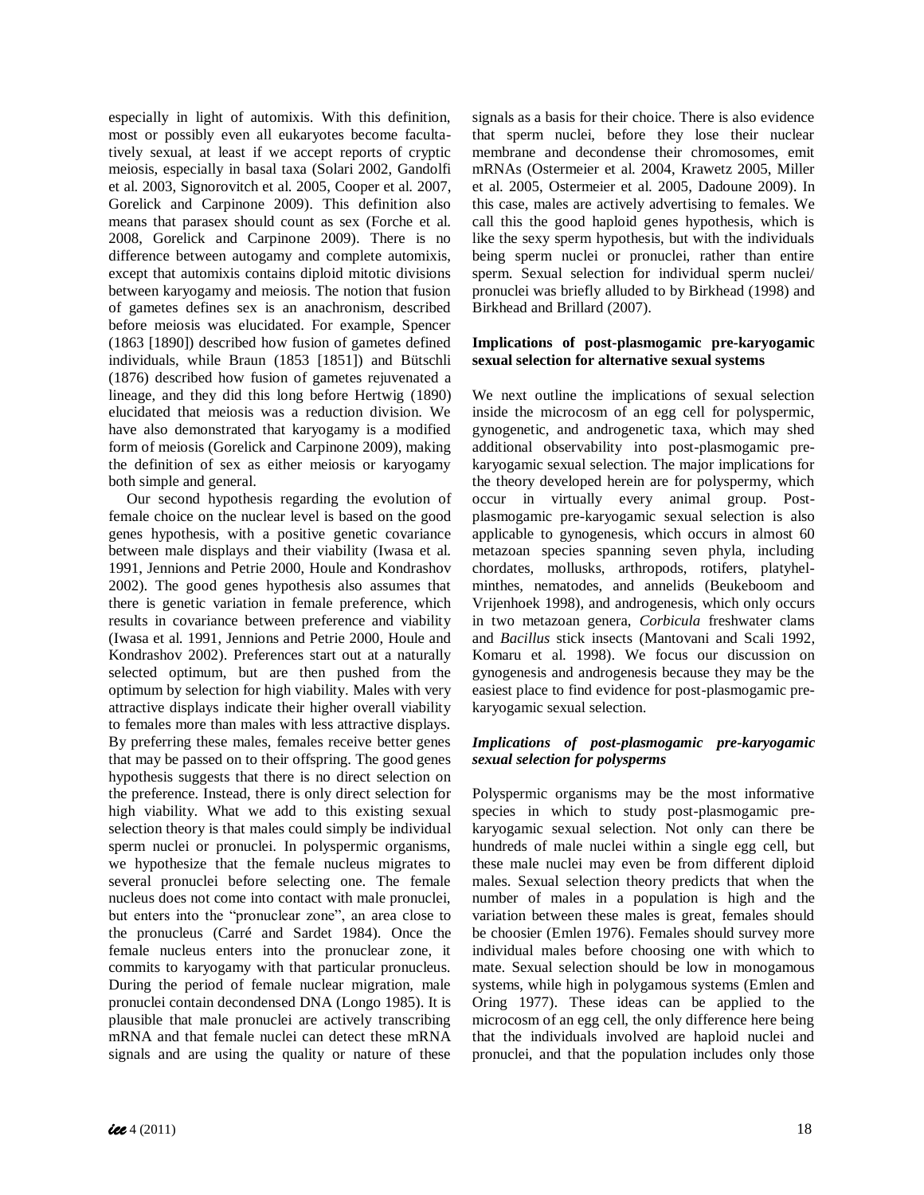especially in light of automixis. With this definition, most or possibly even all eukaryotes become facultatively sexual, at least if we accept reports of cryptic meiosis, especially in basal taxa (Solari 2002, Gandolfi et al. 2003, Signorovitch et al. 2005, Cooper et al. 2007, Gorelick and Carpinone 2009). This definition also means that parasex should count as sex (Forche et al. 2008, Gorelick and Carpinone 2009). There is no difference between autogamy and complete automixis, except that automixis contains diploid mitotic divisions between karyogamy and meiosis. The notion that fusion of gametes defines sex is an anachronism, described before meiosis was elucidated. For example, Spencer (1863 [1890]) described how fusion of gametes defined individuals, while Braun (1853 [1851]) and Bütschli (1876) described how fusion of gametes rejuvenated a lineage, and they did this long before Hertwig (1890) elucidated that meiosis was a reduction division. We have also demonstrated that karyogamy is a modified form of meiosis (Gorelick and Carpinone 2009), making the definition of sex as either meiosis or karyogamy both simple and general.

Our second hypothesis regarding the evolution of female choice on the nuclear level is based on the good genes hypothesis, with a positive genetic covariance between male displays and their viability (Iwasa et al. 1991, Jennions and Petrie 2000, Houle and Kondrashov 2002). The good genes hypothesis also assumes that there is genetic variation in female preference, which results in covariance between preference and viability (Iwasa et al. 1991, Jennions and Petrie 2000, Houle and Kondrashov 2002). Preferences start out at a naturally selected optimum, but are then pushed from the optimum by selection for high viability. Males with very attractive displays indicate their higher overall viability to females more than males with less attractive displays. By preferring these males, females receive better genes that may be passed on to their offspring. The good genes hypothesis suggests that there is no direct selection on the preference. Instead, there is only direct selection for high viability. What we add to this existing sexual selection theory is that males could simply be individual sperm nuclei or pronuclei. In polyspermic organisms, we hypothesize that the female nucleus migrates to several pronuclei before selecting one. The female nucleus does not come into contact with male pronuclei, but enters into the "pronuclear zone", an area close to the pronucleus (Carré and Sardet 1984). Once the female nucleus enters into the pronuclear zone, it commits to karyogamy with that particular pronucleus. During the period of female nuclear migration, male pronuclei contain decondensed DNA (Longo 1985). It is plausible that male pronuclei are actively transcribing mRNA and that female nuclei can detect these mRNA signals and are using the quality or nature of these signals as a basis for their choice. There is also evidence that sperm nuclei, before they lose their nuclear membrane and decondense their chromosomes, emit mRNAs (Ostermeier et al. 2004, Krawetz 2005, Miller et al. 2005, Ostermeier et al. 2005, Dadoune 2009). In this case, males are actively advertising to females. We call this the good haploid genes hypothesis, which is like the sexy sperm hypothesis, but with the individuals being sperm nuclei or pronuclei, rather than entire sperm. Sexual selection for individual sperm nuclei/ pronuclei was briefly alluded to by Birkhead (1998) and Birkhead and Brillard (2007).

**Implications of post-plasmogamic pre-karyogamic sexual selection for alternative sexual systems**

We next outline the implications of sexual selection inside the microcosm of an egg cell for polyspermic, gynogenetic, and androgenetic taxa, which may shed additional observability into post-plasmogamic pre-karyogamic sexual selection. The major implications for the theory developed herein are for polyspermy, which occur in virtually every animal group. Post-plasmogamic pre-karyogamic sexual selection is also applicable to gynogenesis, which occurs in almost 60 metazoan species spanning seven phyla, including chordates, mollusks, arthropods, rotifers, platyhelminthes, nematodes, and annelids (Beukeboom and Vrijenhoek 1998), and androgenesis, which only occurs in two metazoan genera, *Corbicula* freshwater clams and *Bacillus* stick insects (Mantovani and Scali 1992, Komaru et al. 1998). We focus our discussion on gynogenesis and androgenesis because they may be the easiest place to find evidence for post-plasmogamic pre-karyogamic sexual selection.

***Implications of post-plasmogamic pre-karyogamic sexual selection for polysperms***

Polyspermic organisms may be the most informative species in which to study post-plasmogamic pre-karyogamic sexual selection. Not only can there be hundreds of male nuclei within a single egg cell, but these male nuclei may even be from different diploid males. Sexual selection theory predicts that when the number of males in a population is high and the variation between these males is great, females should be choosier (Emlen 1976). Females should survey more individual males before choosing one with which to mate. Sexual selection should be low in monogamous systems, while high in polygamous systems (Emlen and Oring 1977). These ideas can be applied to the microcosm of an egg cell, the only difference here being that the individuals involved are haploid nuclei and pronuclei, and that the population includes only those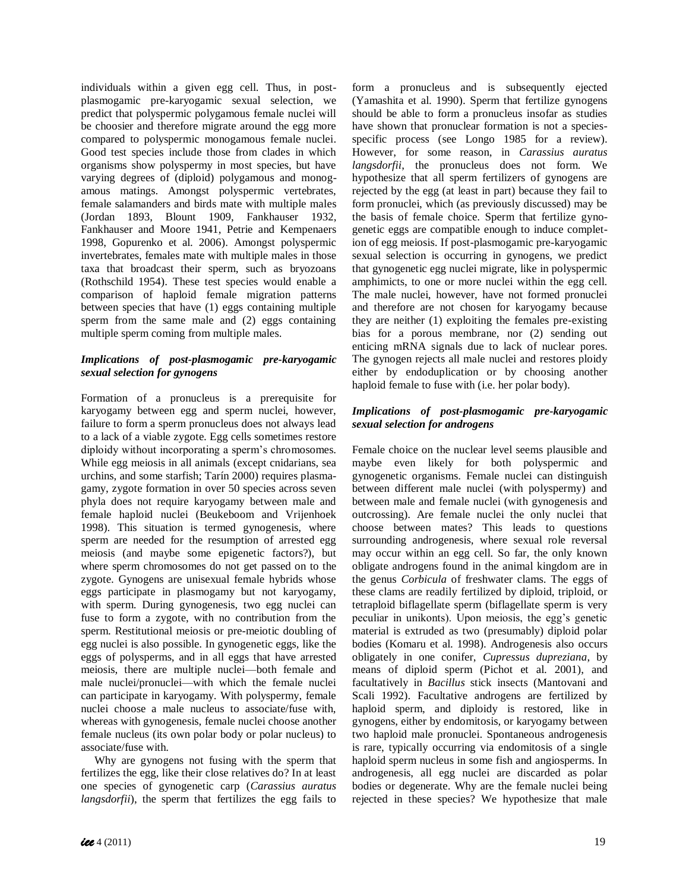individuals within a given egg cell. Thus, in post-plasmogamic pre-karyogamic sexual selection, we predict that polyspermic polygamous female nuclei will be choosier and therefore migrate around the egg more compared to polyspermic monogamous female nuclei. Good test species include those from clades in which organisms show polyspermy in most species, but have varying degrees of (diploid) polygamous and monogamous matings. Amongst polyspermic vertebrates, female salamanders and birds mate with multiple males (Jordan 1893, Blount 1909, Fankhauser 1932, Fankhauser and Moore 1941, Petrie and Kempenaers 1998, Gopurenko et al. 2006). Amongst polyspermic invertebrates, females mate with multiple males in those taxa that broadcast their sperm, such as bryozoans (Rothschild 1954). These test species would enable a comparison of haploid female migration patterns between species that have (1) eggs containing multiple sperm from the same male and (2) eggs containing multiple sperm coming from multiple males.

### *Implications of post-plasmogamic pre-karyogamic sexual selection for gynogens*

Formation of a pronucleus is a prerequisite for karyogamy between egg and sperm nuclei, however, failure to form a sperm pronucleus does not always lead to a lack of a viable zygote. Egg cells sometimes restore diploidy without incorporating a sperm's chromosomes. While egg meiosis in all animals (except cnidarians, sea urchins, and some starfish; Tarín 2000) requires plasmagamy, zygote formation in over 50 species across seven phyla does not require karyogamy between male and female haploid nuclei (Beukeboom and Vrijenhoek 1998). This situation is termed gynogenesis, where sperm are needed for the resumption of arrested egg meiosis (and maybe some epigenetic factors?), but where sperm chromosomes do not get passed on to the zygote. Gynogens are unisexual female hybrids whose eggs participate in plasmogamy but not karyogamy, with sperm. During gynogenesis, two egg nuclei can fuse to form a zygote, with no contribution from the sperm. Restitutional meiosis or pre-meiotic doubling of egg nuclei is also possible. In gynogenetic eggs, like the eggs of polysperms, and in all eggs that have arrested meiosis, there are multiple nuclei—both female and male nuclei/pronuclei—with which the female nuclei can participate in karyogamy. With polyspermy, female nuclei choose a male nucleus to associate/fuse with, whereas with gynogenesis, female nuclei choose another female nucleus (its own polar body or polar nucleus) to associate/fuse with.

Why are gynogens not fusing with the sperm that fertilizes the egg, like their close relatives do? In at least one species of gynogenetic carp (*Carassius auratus langsdorfii*), the sperm that fertilizes the egg fails to form a pronucleus and is subsequently ejected (Yamashita et al. 1990). Sperm that fertilize gynogens should be able to form a pronucleus insofar as studies have shown that pronuclear formation is not a species-specific process (see Longo 1985 for a review). However, for some reason, in *Carassius auratus langsdorfii*, the pronucleus does not form. We hypothesize that all sperm fertilizers of gynogens are rejected by the egg (at least in part) because they fail to form pronuclei, which (as previously discussed) may be the basis of female choice. Sperm that fertilize gynogenetic eggs are compatible enough to induce completion of egg meiosis. If post-plasmogamic pre-karyogamic sexual selection is occurring in gynogens, we predict that gynogenetic egg nuclei migrate, like in polyspermic amphimicts, to one or more nuclei within the egg cell. The male nuclei, however, have not formed pronuclei and therefore are not chosen for karyogamy because they are neither (1) exploiting the females pre-existing bias for a porous membrane, nor (2) sending out enticing mRNA signals due to lack of nuclear pores. The gynogen rejects all male nuclei and restores ploidy either by endoduplication or by choosing another haploid female to fuse with (i.e. her polar body).

### *Implications of post-plasmogamic pre-karyogamic sexual selection for androgens*

Female choice on the nuclear level seems plausible and maybe even likely for both polyspermic and gynogenetic organisms. Female nuclei can distinguish between different male nuclei (with polyspermy) and between male and female nuclei (with gynogenesis and outcrossing). Are female nuclei the only nuclei that choose between mates? This leads to questions surrounding androgenesis, where sexual role reversal may occur within an egg cell. So far, the only known obligate androgens found in the animal kingdom are in the genus *Corbicula* of freshwater clams. The eggs of these clams are readily fertilized by diploid, triploid, or tetraploid biflagellate sperm (biflagellate sperm is very peculiar in unikonts). Upon meiosis, the egg's genetic material is extruded as two (presumably) diploid polar bodies (Komaru et al. 1998). Androgenesis also occurs obligately in one conifer, *Cupressus dupreziana*, by means of diploid sperm (Pichot et al. 2001), and facultatively in *Bacillus* stick insects (Mantovani and Scali 1992). Facultative androgens are fertilized by haploid sperm, and diploidy is restored, like in gynogens, either by endomitosis, or karyogamy between two haploid male pronuclei. Spontaneous androgenesis is rare, typically occurring via endomitosis of a single haploid sperm nucleus in some fish and angiosperms. In androgenesis, all egg nuclei are discarded as polar bodies or degenerate. Why are the female nuclei being rejected in these species? We hypothesize that male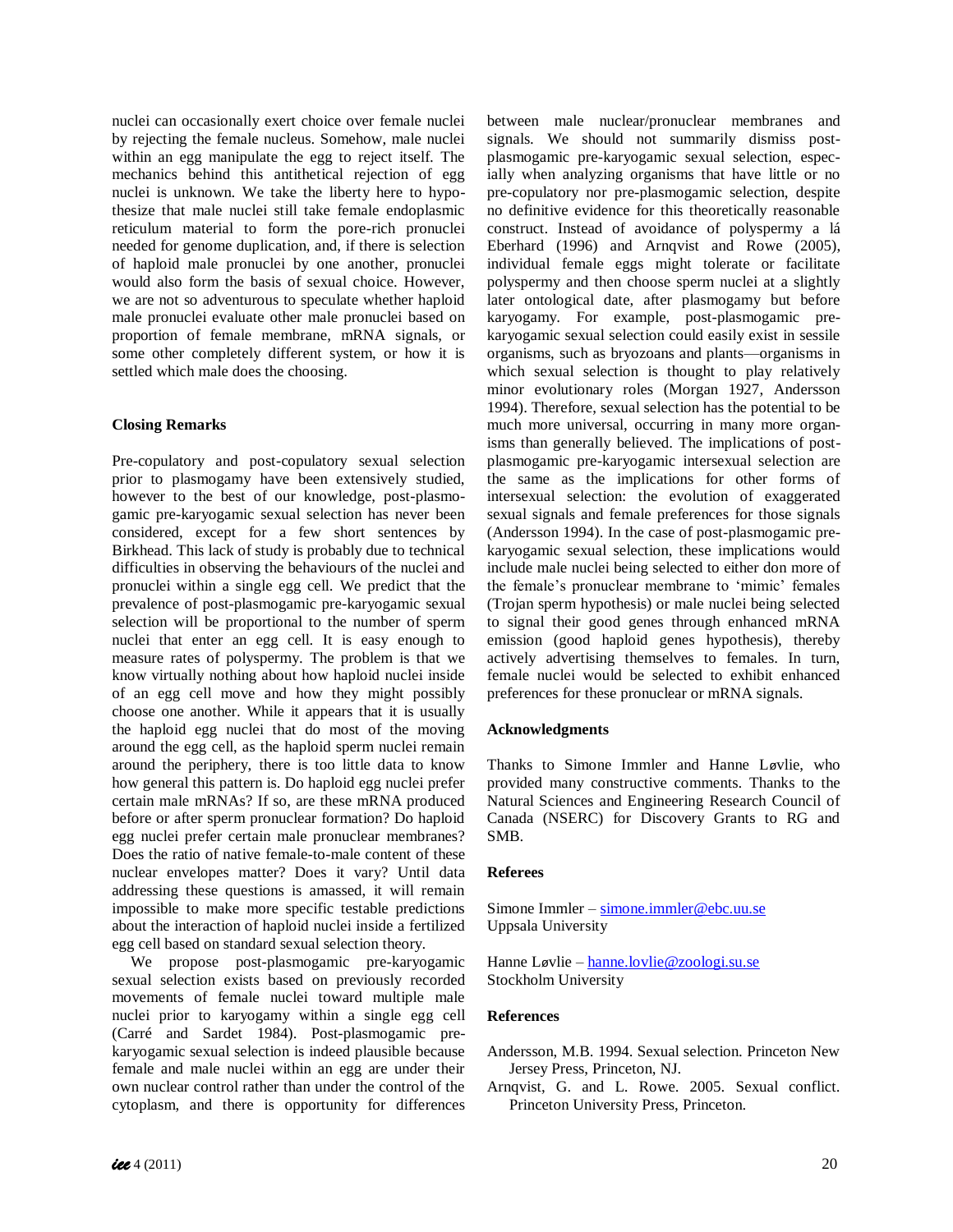nuclei can occasionally exert choice over female nuclei by rejecting the female nucleus. Somehow, male nuclei within an egg manipulate the egg to reject itself. The mechanics behind this antithetical rejection of egg nuclei is unknown. We take the liberty here to hypothesize that male nuclei still take female endoplasmic reticulum material to form the pore-rich pronuclei needed for genome duplication, and, if there is selection of haploid male pronuclei by one another, pronuclei would also form the basis of sexual choice. However, we are not so adventurous to speculate whether haploid male pronuclei evaluate other male pronuclei based on proportion of female membrane, mRNA signals, or some other completely different system, or how it is settled which male does the choosing.

## Closing Remarks

Pre-copulatory and post-copulatory sexual selection prior to plasmogamy have been extensively studied, however to the best of our knowledge, post-plasmogamic pre-karyogamic sexual selection has never been considered, except for a few short sentences by Birkhead. This lack of study is probably due to technical difficulties in observing the behaviours of the nuclei and pronuclei within a single egg cell. We predict that the prevalence of post-plasmogamic pre-karyogamic sexual selection will be proportional to the number of sperm nuclei that enter an egg cell. It is easy enough to measure rates of polyspermy. The problem is that we know virtually nothing about how haploid nuclei inside of an egg cell move and how they might possibly choose one another. While it appears that it is usually the haploid egg nuclei that do most of the moving around the egg cell, as the haploid sperm nuclei remain around the periphery, there is too little data to know how general this pattern is. Do haploid egg nuclei prefer certain male mRNAs? If so, are these mRNA produced before or after sperm pronuclear formation? Do haploid egg nuclei prefer certain male pronuclear membranes? Does the ratio of native female-to-male content of these nuclear envelopes matter? Does it vary? Until data addressing these questions is amassed, it will remain impossible to make more specific testable predictions about the interaction of haploid nuclei inside a fertilized egg cell based on standard sexual selection theory.

We propose post-plasmogamic pre-karyogamic sexual selection exists based on previously recorded movements of female nuclei toward multiple male nuclei prior to karyogamy within a single egg cell (Carré and Sardet 1984). Post-plasmogamic pre-karyogamic sexual selection is indeed plausible because female and male nuclei within an egg are under their own nuclear control rather than under the control of the cytoplasm, and there is opportunity for differences between male nuclear/pronuclear membranes and signals. We should not summarily dismiss post-plasmogamic pre-karyogamic sexual selection, especially when analyzing organisms that have little or no pre-copulatory nor pre-plasmogamic selection, despite no definitive evidence for this theoretically reasonable construct. Instead of avoidance of polyspermy a lá Eberhard (1996) and Arnqvist and Rowe (2005), individual female eggs might tolerate or facilitate polyspermy and then choose sperm nuclei at a slightly later ontological date, after plasmogamy but before karyogamy. For example, post-plasmogamic pre-karyogamic sexual selection could easily exist in sessile organisms, such as bryozoans and plants—organisms in which sexual selection is thought to play relatively minor evolutionary roles (Morgan 1927, Andersson 1994). Therefore, sexual selection has the potential to be much more universal, occurring in many more organisms than generally believed. The implications of post-plasmogamic pre-karyogamic intersexual selection are the same as the implications for other forms of intersexual selection: the evolution of exaggerated sexual signals and female preferences for those signals (Andersson 1994). In the case of post-plasmogamic pre-karyogamic sexual selection, these implications would include male nuclei being selected to either don more of the female's pronuclear membrane to 'mimic' females (Trojan sperm hypothesis) or male nuclei being selected to signal their good genes through enhanced mRNA emission (good haploid genes hypothesis), thereby actively advertising themselves to females. In turn, female nuclei would be selected to exhibit enhanced preferences for these pronuclear or mRNA signals.

## Acknowledgments

Thanks to Simone Immler and Hanne Løvlie, who provided many constructive comments. Thanks to the Natural Sciences and Engineering Research Council of Canada (NSERC) for Discovery Grants to RG and SMB.

## Referees

Simone Immler – simone.immler@ebc.uu.se
Uppsala University

Hanne Løvlie – hanne.lovlie@zoologi.su.se
Stockholm University

## References

Andersson, M.B. 1994. Sexual selection. Princeton New Jersey Press, Princeton, NJ.

Arnqvist, G. and L. Rowe. 2005. Sexual conflict. Princeton University Press, Princeton.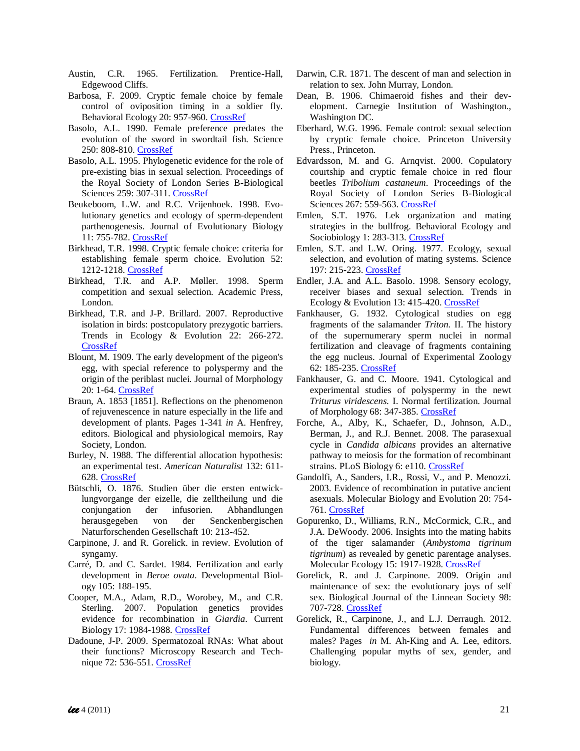Austin, C.R. 1965. Fertilization. Prentice-Hall, Edgewood Cliffs.

Barbosa, F. 2009. Cryptic female choice by female control of oviposition timing in a soldier fly. Behavioral Ecology 20: 957-960. CrossRef

Basolo, A.L. 1990. Female preference predates the evolution of the sword in swordtail fish. Science 250: 808-810. CrossRef

Basolo, A.L. 1995. Phylogenetic evidence for the role of pre-existing bias in sexual selection. Proceedings of the Royal Society of London Series B-Biological Sciences 259: 307-311. CrossRef

Beukeboom, L.W. and R.C. Vrijenhoek. 1998. Evolutionary genetics and ecology of sperm-dependent parthenogenesis. Journal of Evolutionary Biology 11: 755-782. CrossRef

Birkhead, T.R. 1998. Cryptic female choice: criteria for establishing female sperm choice. Evolution 52: 1212-1218. CrossRef

Birkhead, T.R. and A.P. Møller. 1998. Sperm competition and sexual selection. Academic Press, London.

Birkhead, T.R. and J-P. Brillard. 2007. Reproductive isolation in birds: postcopulatory prezygotic barriers. Trends in Ecology & Evolution 22: 266-272. CrossRef

Blount, M. 1909. The early development of the pigeon's egg, with special reference to polyspermy and the origin of the periblast nuclei. Journal of Morphology 20: 1-64. CrossRef

Braun, A. 1853 [1851]. Reflections on the phenomenon of rejuvenescence in nature especially in the life and development of plants. Pages 1-341 *in* A. Henfrey, editors. Biological and physiological memoirs, Ray Society, London.

Burley, N. 1988. The differential allocation hypothesis: an experimental test. *American Naturalist* 132: 611-628. CrossRef

Bütschli, O. 1876. Studien über die ersten entwicklungvorgange der eizelle, die zelltheilung und die conjungation der infusorien. Abhandlungen herausgegeben von der Senckenbergischen Naturforschenden Gesellschaft 10: 213-452.

Carpinone, J. and R. Gorelick. in review. Evolution of syngamy.

Carré, D. and C. Sardet. 1984. Fertilization and early development in *Beroe ovata*. Developmental Biology 105: 188-195.

Cooper, M.A., Adam, R.D., Worobey, M., and C.R. Sterling. 2007. Population genetics provides evidence for recombination in *Giardia*. Current Biology 17: 1984-1988. CrossRef

Dadoune, J-P. 2009. Spermatozoal RNAs: What about their functions? Microscopy Research and Technique 72: 536-551. CrossRef

Darwin, C.R. 1871. The descent of man and selection in relation to sex. John Murray, London.

Dean, B. 1906. Chimaeroid fishes and their development. Carnegie Institution of Washington., Washington DC.

Eberhard, W.G. 1996. Female control: sexual selection by cryptic female choice. Princeton University Press., Princeton.

Edvardsson, M. and G. Arnqvist. 2000. Copulatory courtship and cryptic female choice in red flour beetles *Tribolium castaneum*. Proceedings of the Royal Society of London Series B-Biological Sciences 267: 559-563. CrossRef

Emlen, S.T. 1976. Lek organization and mating strategies in the bullfrog. Behavioral Ecology and Sociobiology 1: 283-313. CrossRef

Emlen, S.T. and L.W. Oring. 1977. Ecology, sexual selection, and evolution of mating systems. Science 197: 215-223. CrossRef

Endler, J.A. and A.L. Basolo. 1998. Sensory ecology, receiver biases and sexual selection. Trends in Ecology & Evolution 13: 415-420. CrossRef

Fankhauser, G. 1932. Cytological studies on egg fragments of the salamander *Triton*. II. The history of the supernumerary sperm nuclei in normal fertilization and cleavage of fragments containing the egg nucleus. Journal of Experimental Zoology 62: 185-235. CrossRef

Fankhauser, G. and C. Moore. 1941. Cytological and experimental studies of polyspermy in the newt *Triturus viridescens*. I. Normal fertilization. Journal of Morphology 68: 347-385. CrossRef

Forche, A., Alby, K., Schaefer, D., Johnson, A.D., Berman, J., and R.J. Bennet. 2008. The parasexual cycle in *Candida albicans* provides an alternative pathway to meiosis for the formation of recombinant strains. PLoS Biology 6: e110. CrossRef

Gandolfi, A., Sanders, I.R., Rossi, V., and P. Menozzi. 2003. Evidence of recombination in putative ancient asexuals. Molecular Biology and Evolution 20: 754-761. CrossRef

Gopurenko, D., Williams, R.N., McCormick, C.R., and J.A. DeWoody. 2006. Insights into the mating habits of the tiger salamander (*Ambystoma tigrinum tigrinum*) as revealed by genetic parentage analyses. Molecular Ecology 15: 1917-1928. CrossRef

Gorelick, R. and J. Carpinone. 2009. Origin and maintenance of sex: the evolutionary joys of self sex. Biological Journal of the Linnean Society 98: 707-728. CrossRef

Gorelick, R., Carpinone, J., and L.J. Derraugh. 2012. Fundamental differences between females and males? Pages *in* M. Ah-King and A. Lee, editors. Challenging popular myths of sex, gender, and biology.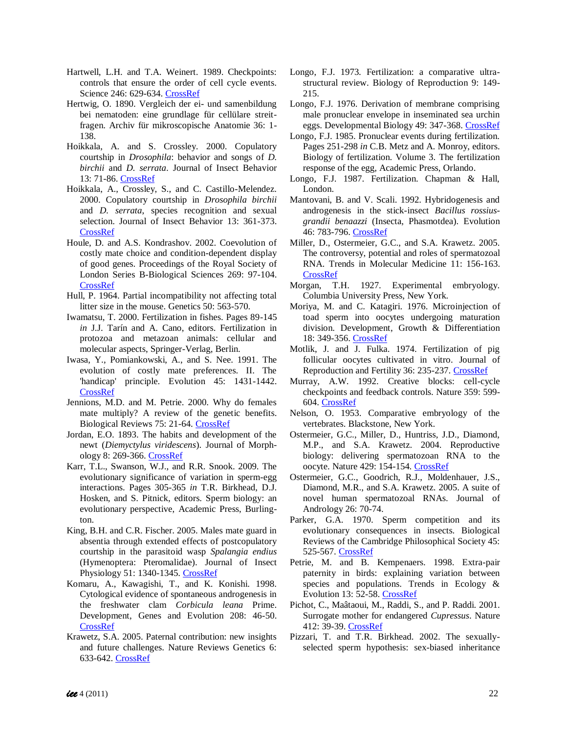Hartwell, L.H. and T.A. Weinert. 1989. Checkpoints: controls that ensure the order of cell cycle events. Science 246: 629-634. CrossRef

Hertwig, O. 1890. Vergleich der ei- und samenbildung bei nematoden: eine grundlage für cellülare streitfragen. Archiv für mikroscopische Anatomie 36: 1-138.

Hoikkala, A. and S. Crossley. 2000. Copulatory courtship in *Drosophila*: behavior and songs of *D. birchii* and *D. serrata*. Journal of Insect Behavior 13: 71-86. CrossRef

Hoikkala, A., Crossley, S., and C. Castillo-Melendez. 2000. Copulatory courtship in *Drosophila birchii* and *D. serrata*, species recognition and sexual selection. Journal of Insect Behavior 13: 361-373. CrossRef

Houle, D. and A.S. Kondrashov. 2002. Coevolution of costly mate choice and condition-dependent display of good genes. Proceedings of the Royal Society of London Series B-Biological Sciences 269: 97-104. CrossRef

Hull, P. 1964. Partial incompatibility not affecting total litter size in the mouse. Genetics 50: 563-570.

Iwamatsu, T. 2000. Fertilization in fishes. Pages 89-145 *in* J.J. Tarín and A. Cano, editors. Fertilization in protozoa and metazoan animals: cellular and molecular aspects, Springer-Verlag, Berlin.

Iwasa, Y., Pomiankowski, A., and S. Nee. 1991. The evolution of costly mate preferences. II. The 'handicap' principle. Evolution 45: 1431-1442. CrossRef

Jennions, M.D. and M. Petrie. 2000. Why do females mate multiply? A review of the genetic benefits. Biological Reviews 75: 21-64. CrossRef

Jordan, E.O. 1893. The habits and development of the newt (*Diemyctylus viridescens*). Journal of Morphology 8: 269-366. CrossRef

Karr, T.L., Swanson, W.J., and R.R. Snook. 2009. The evolutionary significance of variation in sperm-egg interactions. Pages 305-365 *in* T.R. Birkhead, D.J. Hosken, and S. Pitnick, editors. Sperm biology: an evolutionary perspective, Academic Press, Burlington.

King, B.H. and C.R. Fischer. 2005. Males mate guard in absentia through extended effects of postcopulatory courtship in the parasitoid wasp *Spalangia endius* (Hymenoptera: Pteromalidae). Journal of Insect Physiology 51: 1340-1345. CrossRef

Komaru, A., Kawagishi, T., and K. Konishi. 1998. Cytological evidence of spontaneous androgenesis in the freshwater clam *Corbicula leana* Prime. Development, Genes and Evolution 208: 46-50. CrossRef

Krawetz, S.A. 2005. Paternal contribution: new insights and future challenges. Nature Reviews Genetics 6: 633-642. CrossRef

Longo, F.J. 1973. Fertilization: a comparative ultrastructural review. Biology of Reproduction 9: 149-215.

Longo, F.J. 1976. Derivation of membrane comprising male pronuclear envelope in inseminated sea urchin eggs. Developmental Biology 49: 347-368. CrossRef

Longo, F.J. 1985. Pronuclear events during fertilization. Pages 251-298 *in* C.B. Metz and A. Monroy, editors. Biology of fertilization. Volume 3. The fertilization response of the egg, Academic Press, Orlando.

Longo, F.J. 1987. Fertilization. Chapman & Hall, London.

Mantovani, B. and V. Scali. 1992. Hybridogenesis and androgenesis in the stick-insect *Bacillus rossius-grandii benazzi* (Insecta, Phasmotdea). Evolution 46: 783-796. CrossRef

Miller, D., Ostermeier, G.C., and S.A. Krawetz. 2005. The controversy, potential and roles of spermatozoal RNA. Trends in Molecular Medicine 11: 156-163. CrossRef

Morgan, T.H. 1927. Experimental embryology. Columbia University Press, New York.

Moriya, M. and C. Katagiri. 1976. Microinjection of toad sperm into oocytes undergoing maturation division. Development, Growth & Differentiation 18: 349-356. CrossRef

Motlik, J. and J. Fulka. 1974. Fertilization of pig follicular oocytes cultivated in vitro. Journal of Reproduction and Fertility 36: 235-237. CrossRef

Murray, A.W. 1992. Creative blocks: cell-cycle checkpoints and feedback controls. Nature 359: 599-604. CrossRef

Nelson, O. 1953. Comparative embryology of the vertebrates. Blackstone, New York.

Ostermeier, G.C., Miller, D., Huntriss, J.D., Diamond, M.P., and S.A. Krawetz. 2004. Reproductive biology: delivering spermatozoan RNA to the oocyte. Nature 429: 154-154. CrossRef

Ostermeier, G.C., Goodrich, R.J., Moldenhauer, J.S., Diamond, M.R., and S.A. Krawetz. 2005. A suite of novel human spermatozoal RNAs. Journal of Andrology 26: 70-74.

Parker, G.A. 1970. Sperm competition and its evolutionary consequences in insects. Biological Reviews of the Cambridge Philosophical Society 45: 525-567. CrossRef

Petrie, M. and B. Kempenaers. 1998. Extra-pair paternity in birds: explaining variation between species and populations. Trends in Ecology & Evolution 13: 52-58. CrossRef

Pichot, C., Maâtaoui, M., Raddi, S., and P. Raddi. 2001. Surrogate mother for endangered *Cupressus*. Nature 412: 39-39. CrossRef

Pizzari, T. and T.R. Birkhead. 2002. The sexually-selected sperm hypothesis: sex-biased inheritance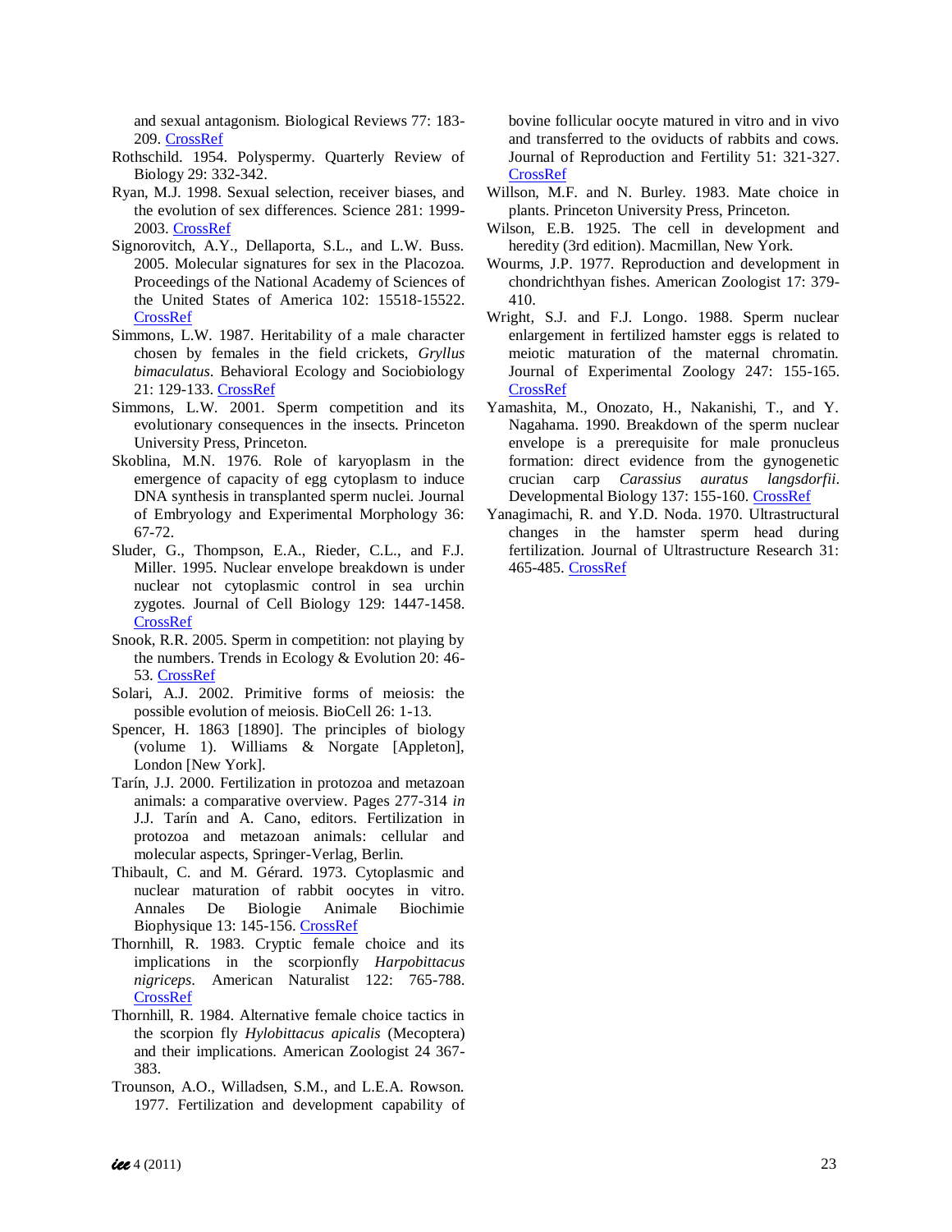and sexual antagonism. Biological Reviews 77: 183-209. CrossRef

Rothschild. 1954. Polyspermy. Quarterly Review of Biology 29: 332-342.

Ryan, M.J. 1998. Sexual selection, receiver biases, and the evolution of sex differences. Science 281: 1999-2003. CrossRef

Signorovitch, A.Y., Dellaporta, S.L., and L.W. Buss. 2005. Molecular signatures for sex in the Placozoa. Proceedings of the National Academy of Sciences of the United States of America 102: 15518-15522. CrossRef

Simmons, L.W. 1987. Heritability of a male character chosen by females in the field crickets, *Gryllus bimaculatus*. Behavioral Ecology and Sociobiology 21: 129-133. CrossRef

Simmons, L.W. 2001. Sperm competition and its evolutionary consequences in the insects. Princeton University Press, Princeton.

Skoblina, M.N. 1976. Role of karyoplasm in the emergence of capacity of egg cytoplasm to induce DNA synthesis in transplanted sperm nuclei. Journal of Embryology and Experimental Morphology 36: 67-72.

Sluder, G., Thompson, E.A., Rieder, C.L., and F.J. Miller. 1995. Nuclear envelope breakdown is under nuclear not cytoplasmic control in sea urchin zygotes. Journal of Cell Biology 129: 1447-1458. CrossRef

Snook, R.R. 2005. Sperm in competition: not playing by the numbers. Trends in Ecology & Evolution 20: 46-53. CrossRef

Solari, A.J. 2002. Primitive forms of meiosis: the possible evolution of meiosis. BioCell 26: 1-13.

Spencer, H. 1863 [1890]. The principles of biology (volume 1). Williams & Norgate [Appleton], London [New York].

Tarín, J.J. 2000. Fertilization in protozoa and metazoan animals: a comparative overview. Pages 277-314 *in* J.J. Tarín and A. Cano, editors. Fertilization in protozoa and metazoan animals: cellular and molecular aspects, Springer-Verlag, Berlin.

Thibault, C. and M. Gérard. 1973. Cytoplasmic and nuclear maturation of rabbit oocytes in vitro. Annales De Biologie Animale Biochimie Biophysique 13: 145-156. CrossRef

Thornhill, R. 1983. Cryptic female choice and its implications in the scorpionfly *Harpobittacus nigriceps*. American Naturalist 122: 765-788. CrossRef

Thornhill, R. 1984. Alternative female choice tactics in the scorpion fly *Hylobittacus apicalis* (Mecoptera) and their implications. American Zoologist 24 367-383.

Trounson, A.O., Willadsen, S.M., and L.E.A. Rowson. 1977. Fertilization and development capability of bovine follicular oocyte matured in vitro and in vivo and transferred to the oviducts of rabbits and cows. Journal of Reproduction and Fertility 51: 321-327. CrossRef

Willson, M.F. and N. Burley. 1983. Mate choice in plants. Princeton University Press, Princeton.

Wilson, E.B. 1925. The cell in development and heredity (3rd edition). Macmillan, New York.

Wourms, J.P. 1977. Reproduction and development in chondrichthyan fishes. American Zoologist 17: 379-410.

Wright, S.J. and F.J. Longo. 1988. Sperm nuclear enlargement in fertilized hamster eggs is related to meiotic maturation of the maternal chromatin. Journal of Experimental Zoology 247: 155-165. CrossRef

Yamashita, M., Onozato, H., Nakanishi, T., and Y. Nagahama. 1990. Breakdown of the sperm nuclear envelope is a prerequisite for male pronucleus formation: direct evidence from the gynogenetic crucian carp *Carassius auratus langsdorfii*. Developmental Biology 137: 155-160. CrossRef

Yanagimachi, R. and Y.D. Noda. 1970. Ultrastructural changes in the hamster sperm head during fertilization. Journal of Ultrastructure Research 31: 465-485. CrossRef